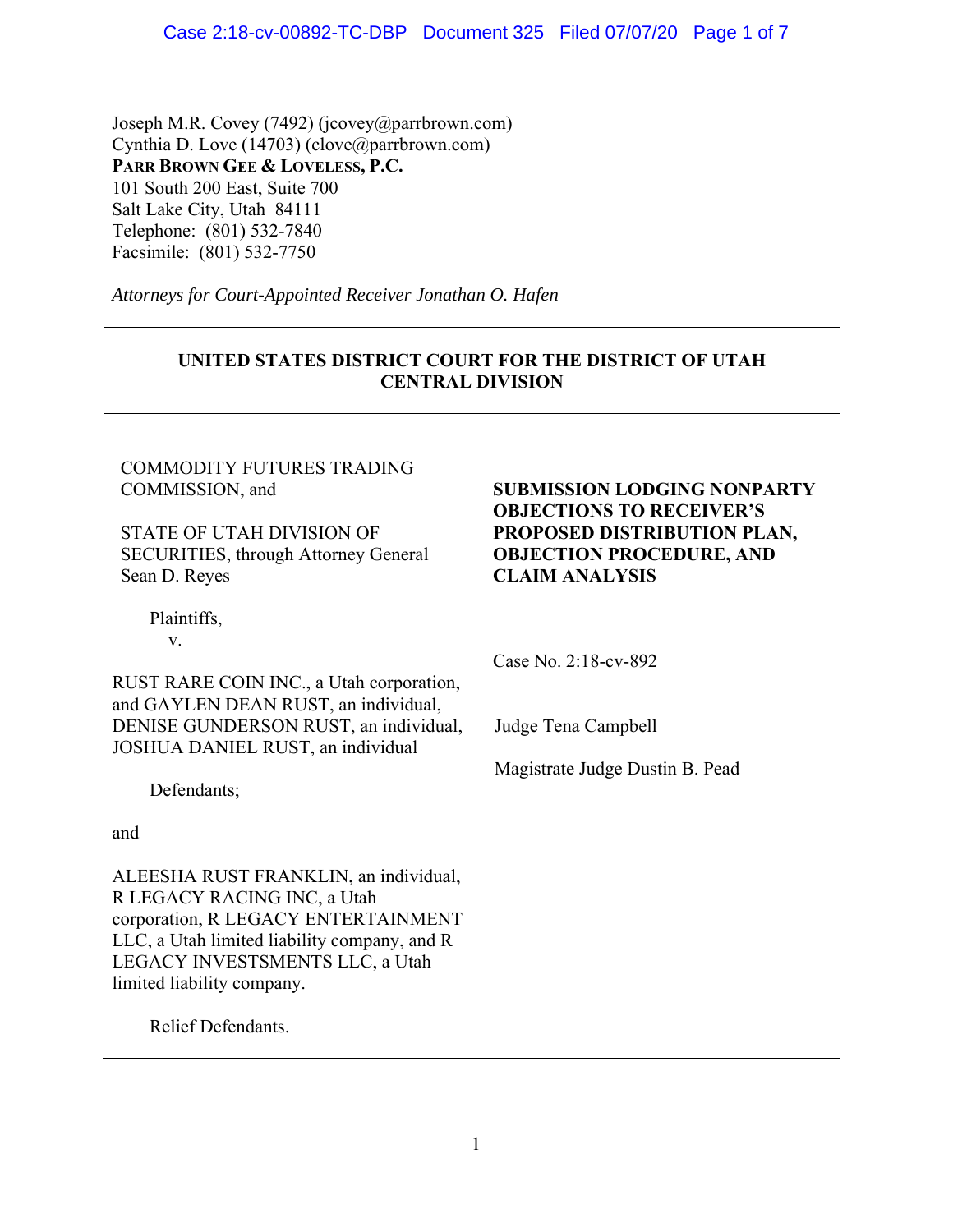Joseph M.R. Covey (7492) (jcovey@parrbrown.com)
Cynthia D. Love (14703) (clove@parrbrown.com)
**PARR BROWN GEE & LOVELESS, P.C.**
101 South 200 East, Suite 700
Salt Lake City, Utah 84111
Telephone: (801) 532-7840
Facsimile: (801) 532-7750

*Attorneys for Court-Appointed Receiver Jonathan O. Hafen*

---

**UNITED STATES DISTRICT COURT FOR THE DISTRICT OF UTAH CENTRAL DIVISION**

---

| | |
|---|---|
| COMMODITY FUTURES TRADING COMMISSION, and<br><br>STATE OF UTAH DIVISION OF SECURITIES, through Attorney General Sean D. Reyes<br><br>Plaintiffs,<br>v.<br><br>RUST RARE COIN INC., a Utah corporation, and GAYLEN DEAN RUST, an individual, DENISE GUNDERSON RUST, an individual, JOSHUA DANIEL RUST, an individual<br><br>Defendants;<br><br>and<br><br>ALEESHA RUST FRANKLIN, an individual, R LEGACY RACING INC, a Utah corporation, R LEGACY ENTERTAINMENT LLC, a Utah limited liability company, and R LEGACY INVESTSMENTS LLC, a Utah limited liability company.<br><br>Relief Defendants. | **SUBMISSION LODGING NONPARTY OBJECTIONS TO RECEIVER'S PROPOSED DISTRIBUTION PLAN, OBJECTION PROCEDURE, AND CLAIM ANALYSIS**<br><br>Case No. 2:18-cv-892<br><br>Judge Tena Campbell<br><br>Magistrate Judge Dustin B. Pead |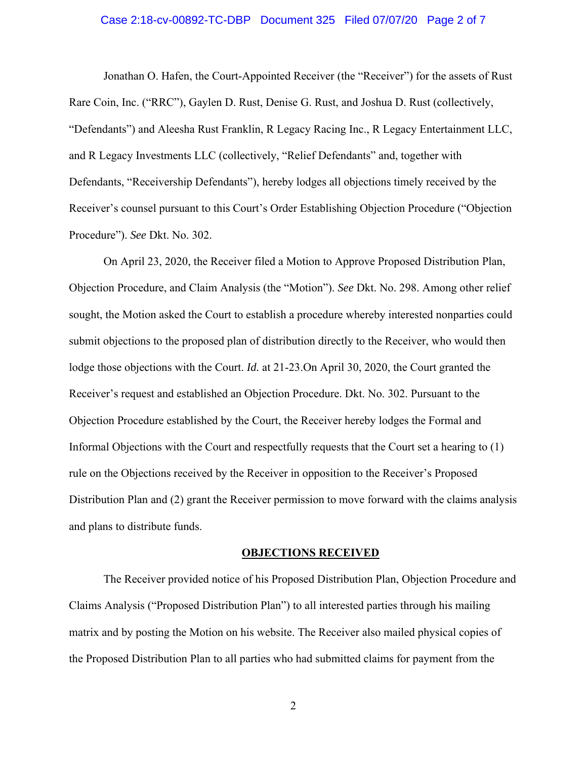Jonathan O. Hafen, the Court-Appointed Receiver (the "Receiver") for the assets of Rust Rare Coin, Inc. ("RRC"), Gaylen D. Rust, Denise G. Rust, and Joshua D. Rust (collectively, "Defendants") and Aleesha Rust Franklin, R Legacy Racing Inc., R Legacy Entertainment LLC, and R Legacy Investments LLC (collectively, "Relief Defendants" and, together with Defendants, "Receivership Defendants"), hereby lodges all objections timely received by the Receiver's counsel pursuant to this Court's Order Establishing Objection Procedure ("Objection Procedure"). *See* Dkt. No. 302.

On April 23, 2020, the Receiver filed a Motion to Approve Proposed Distribution Plan, Objection Procedure, and Claim Analysis (the "Motion"). *See* Dkt. No. 298. Among other relief sought, the Motion asked the Court to establish a procedure whereby interested nonparties could submit objections to the proposed plan of distribution directly to the Receiver, who would then lodge those objections with the Court. *Id.* at 21-23.On April 30, 2020, the Court granted the Receiver's request and established an Objection Procedure. Dkt. No. 302. Pursuant to the Objection Procedure established by the Court, the Receiver hereby lodges the Formal and Informal Objections with the Court and respectfully requests that the Court set a hearing to (1) rule on the Objections received by the Receiver in opposition to the Receiver's Proposed Distribution Plan and (2) grant the Receiver permission to move forward with the claims analysis and plans to distribute funds.

## OBJECTIONS RECEIVED

The Receiver provided notice of his Proposed Distribution Plan, Objection Procedure and Claims Analysis ("Proposed Distribution Plan") to all interested parties through his mailing matrix and by posting the Motion on his website. The Receiver also mailed physical copies of the Proposed Distribution Plan to all parties who had submitted claims for payment from the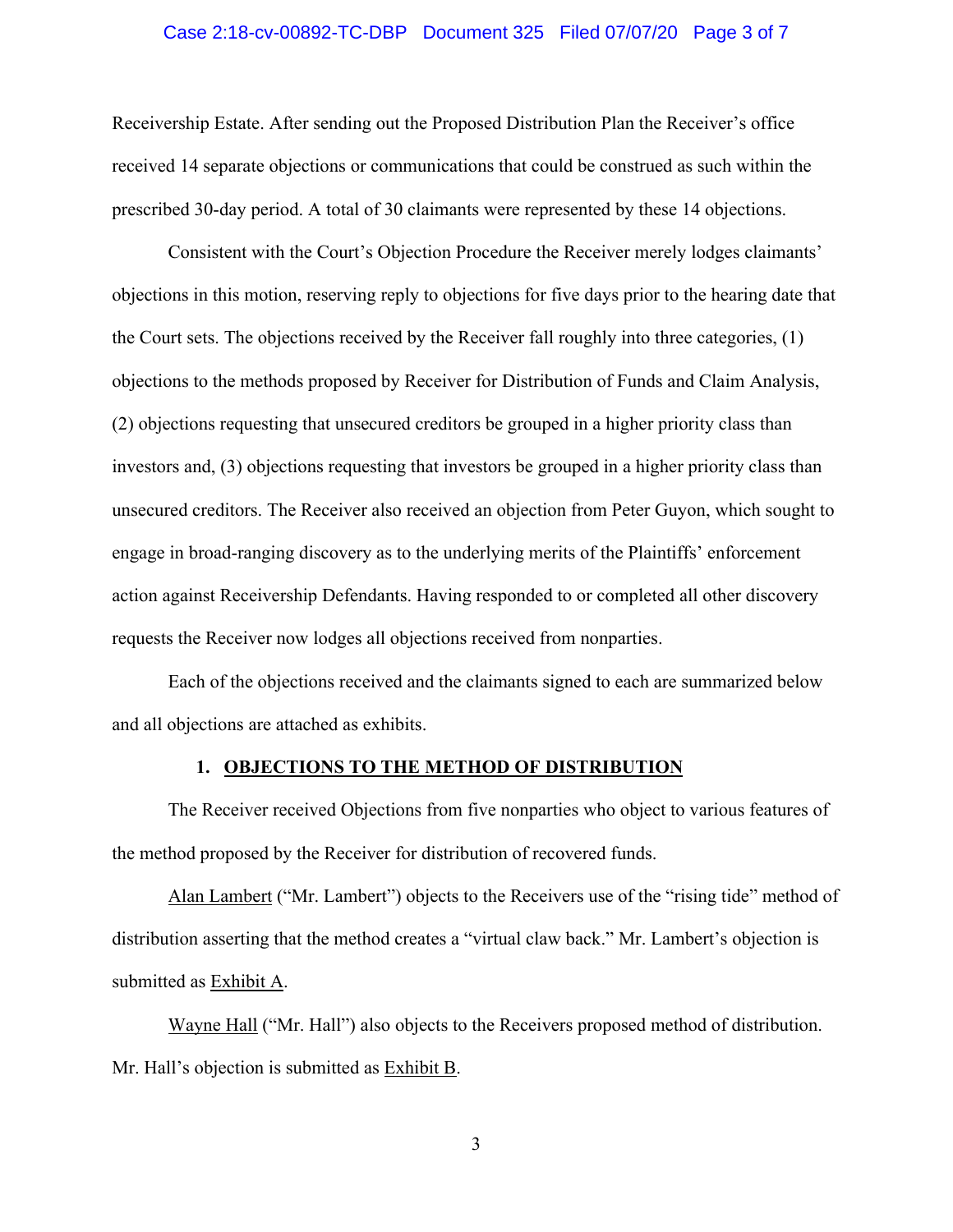Receivership Estate. After sending out the Proposed Distribution Plan the Receiver's office received 14 separate objections or communications that could be construed as such within the prescribed 30-day period. A total of 30 claimants were represented by these 14 objections.

Consistent with the Court's Objection Procedure the Receiver merely lodges claimants' objections in this motion, reserving reply to objections for five days prior to the hearing date that the Court sets. The objections received by the Receiver fall roughly into three categories, (1) objections to the methods proposed by Receiver for Distribution of Funds and Claim Analysis, (2) objections requesting that unsecured creditors be grouped in a higher priority class than investors and, (3) objections requesting that investors be grouped in a higher priority class than unsecured creditors. The Receiver also received an objection from Peter Guyon, which sought to engage in broad-ranging discovery as to the underlying merits of the Plaintiffs' enforcement action against Receivership Defendants. Having responded to or completed all other discovery requests the Receiver now lodges all objections received from nonparties.

Each of the objections received and the claimants signed to each are summarized below and all objections are attached as exhibits.

## 1. OBJECTIONS TO THE METHOD OF DISTRIBUTION

The Receiver received Objections from five nonparties who object to various features of the method proposed by the Receiver for distribution of recovered funds.

Alan Lambert ("Mr. Lambert") objects to the Receivers use of the "rising tide" method of distribution asserting that the method creates a "virtual claw back." Mr. Lambert's objection is submitted as Exhibit A.

Wayne Hall ("Mr. Hall") also objects to the Receivers proposed method of distribution. Mr. Hall's objection is submitted as Exhibit B.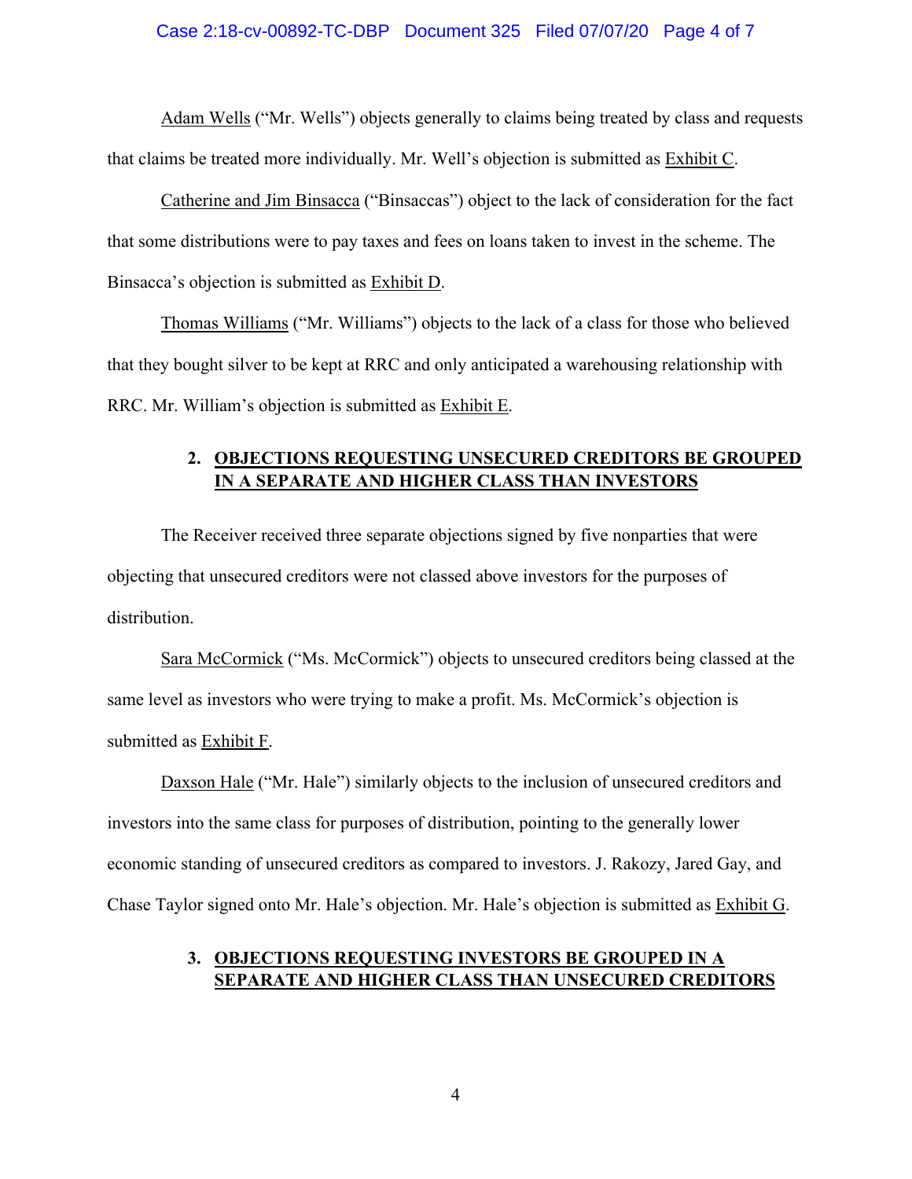Adam Wells ("Mr. Wells") objects generally to claims being treated by class and requests that claims be treated more individually. Mr. Well's objection is submitted as Exhibit C.

Catherine and Jim Binsacca ("Binsaccas") object to the lack of consideration for the fact that some distributions were to pay taxes and fees on loans taken to invest in the scheme. The Binsacca's objection is submitted as Exhibit D.

Thomas Williams ("Mr. Williams") objects to the lack of a class for those who believed that they bought silver to be kept at RRC and only anticipated a warehousing relationship with RRC. Mr. William's objection is submitted as Exhibit E.

## 2. OBJECTIONS REQUESTING UNSECURED CREDITORS BE GROUPED IN A SEPARATE AND HIGHER CLASS THAN INVESTORS

The Receiver received three separate objections signed by five nonparties that were objecting that unsecured creditors were not classed above investors for the purposes of distribution.

Sara McCormick ("Ms. McCormick") objects to unsecured creditors being classed at the same level as investors who were trying to make a profit. Ms. McCormick's objection is submitted as Exhibit F.

Daxson Hale ("Mr. Hale") similarly objects to the inclusion of unsecured creditors and investors into the same class for purposes of distribution, pointing to the generally lower economic standing of unsecured creditors as compared to investors. J. Rakozy, Jared Gay, and Chase Taylor signed onto Mr. Hale's objection. Mr. Hale's objection is submitted as Exhibit G.

## 3. OBJECTIONS REQUESTING INVESTORS BE GROUPED IN A SEPARATE AND HIGHER CLASS THAN UNSECURED CREDITORS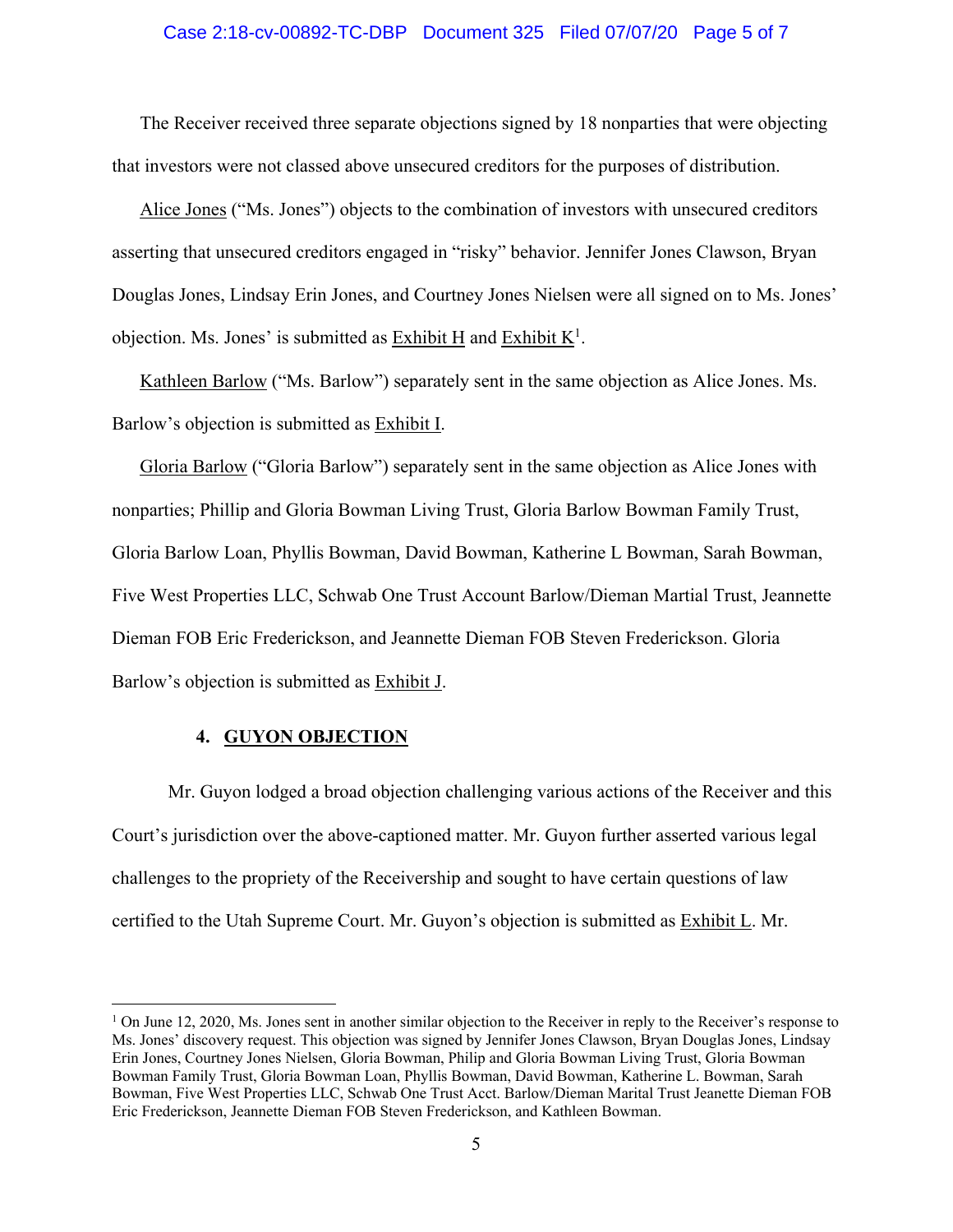The Receiver received three separate objections signed by 18 nonparties that were objecting that investors were not classed above unsecured creditors for the purposes of distribution.

Alice Jones ("Ms. Jones") objects to the combination of investors with unsecured creditors asserting that unsecured creditors engaged in "risky" behavior. Jennifer Jones Clawson, Bryan Douglas Jones, Lindsay Erin Jones, and Courtney Jones Nielsen were all signed on to Ms. Jones' objection. Ms. Jones' is submitted as Exhibit H and Exhibit K[1].

Kathleen Barlow ("Ms. Barlow") separately sent in the same objection as Alice Jones. Ms. Barlow's objection is submitted as Exhibit I.

Gloria Barlow ("Gloria Barlow") separately sent in the same objection as Alice Jones with nonparties; Phillip and Gloria Bowman Living Trust, Gloria Barlow Bowman Family Trust, Gloria Barlow Loan, Phyllis Bowman, David Bowman, Katherine L Bowman, Sarah Bowman, Five West Properties LLC, Schwab One Trust Account Barlow/Dieman Martial Trust, Jeannette Dieman FOB Eric Frederickson, and Jeannette Dieman FOB Steven Frederickson. Gloria Barlow's objection is submitted as Exhibit J.

#### 4. GUYON OBJECTION

Mr. Guyon lodged a broad objection challenging various actions of the Receiver and this Court's jurisdiction over the above-captioned matter. Mr. Guyon further asserted various legal challenges to the propriety of the Receivership and sought to have certain questions of law certified to the Utah Supreme Court. Mr. Guyon's objection is submitted as Exhibit L. Mr.

---

[1] On June 12, 2020, Ms. Jones sent in another similar objection to the Receiver in reply to the Receiver's response to Ms. Jones' discovery request. This objection was signed by Jennifer Jones Clawson, Bryan Douglas Jones, Lindsay Erin Jones, Courtney Jones Nielsen, Gloria Bowman, Philip and Gloria Bowman Living Trust, Gloria Bowman Bowman Family Trust, Gloria Bowman Loan, Phyllis Bowman, David Bowman, Katherine L. Bowman, Sarah Bowman, Five West Properties LLC, Schwab One Trust Acct. Barlow/Dieman Marital Trust Jeanette Dieman FOB Eric Frederickson, Jeannette Dieman FOB Steven Frederickson, and Kathleen Bowman.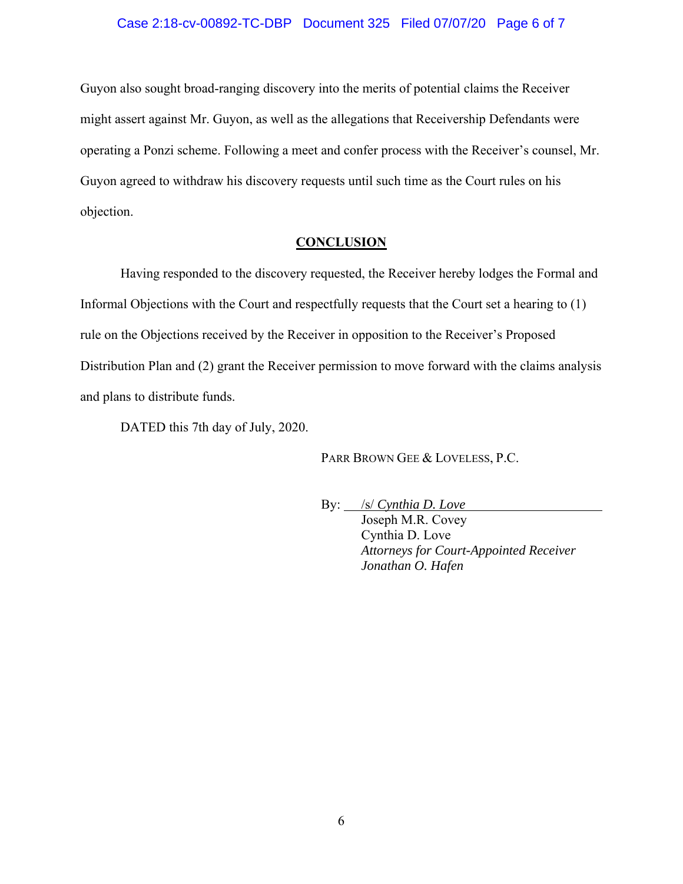Guyon also sought broad-ranging discovery into the merits of potential claims the Receiver might assert against Mr. Guyon, as well as the allegations that Receivership Defendants were operating a Ponzi scheme. Following a meet and confer process with the Receiver's counsel, Mr. Guyon agreed to withdraw his discovery requests until such time as the Court rules on his objection.

## CONCLUSION

Having responded to the discovery requested, the Receiver hereby lodges the Formal and Informal Objections with the Court and respectfully requests that the Court set a hearing to (1) rule on the Objections received by the Receiver in opposition to the Receiver's Proposed Distribution Plan and (2) grant the Receiver permission to move forward with the claims analysis and plans to distribute funds.

DATED this 7th day of July, 2020.

PARR BROWN GEE & LOVELESS, P.C.

By: /s/ *Cynthia D. Love*
Joseph M.R. Covey
Cynthia D. Love
*Attorneys for Court-Appointed Receiver Jonathan O. Hafen*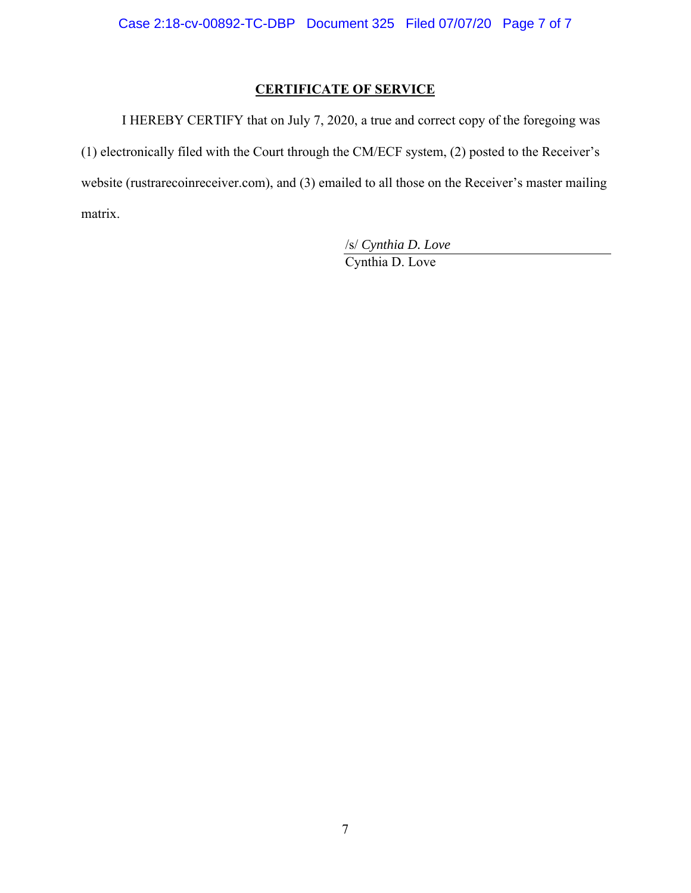**CERTIFICATE OF SERVICE**

I HEREBY CERTIFY that on July 7, 2020, a true and correct copy of the foregoing was (1) electronically filed with the Court through the CM/ECF system, (2) posted to the Receiver's website (rustrarecoinreceiver.com), and (3) emailed to all those on the Receiver's master mailing matrix.

/s/ *Cynthia D. Love*
Cynthia D. Love